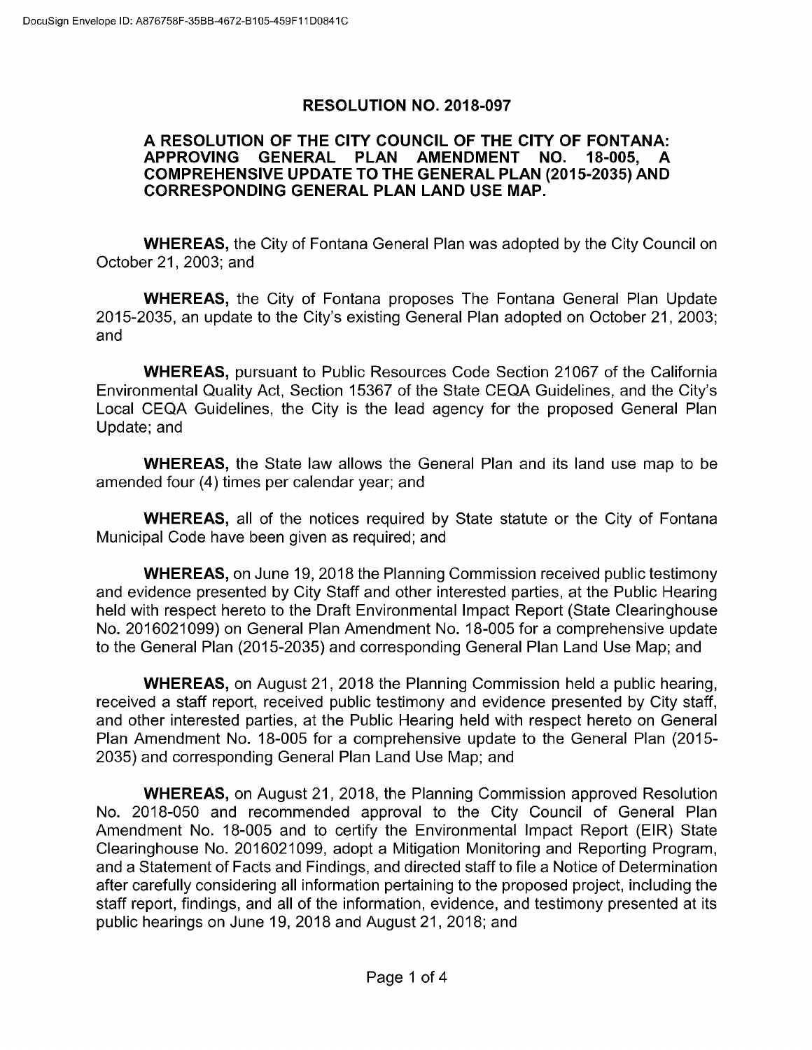# RESOLUTION NO. 2018-097

## A RESOLUTION OF THE CITY COUNCIL OF THE CITY OF FONTANA: APPROVING GENERAL PLAN AMENDMENT NO. 18-005, A COMPREHENSIVE UPDATE TO THE GENERAL PLAN (2015-2035) AND CORRESPONDING GENERAL PLAN LAND USE MAP.

**WHEREAS,** the City of Fontana General Plan was adopted by the City Council on October 21, 2003; and

**WHEREAS,** the City of Fontana proposes The Fontana General Plan Update 2015-2035, an update to the City's existing General Plan adopted on October 21, 2003; and

**WHEREAS,** pursuant to Public Resources Code Section 21067 of the California Environmental Quality Act, Section 15367 of the State CEQA Guidelines, and the City's Local CEQA Guidelines, the City is the lead agency for the proposed General Plan Update; and

**WHEREAS,** the State law allows the General Plan and its land use map to be amended four (4) times per calendar year; and

**WHEREAS,** all of the notices required by State statute or the City of Fontana Municipal Code have been given as required; and

**WHEREAS,** on June 19, 2018 the Planning Commission received public testimony and evidence presented by City Staff and other interested parties, at the Public Hearing held with respect hereto to the Draft Environmental Impact Report (State Clearinghouse No. 2016021099) on General Plan Amendment No. 18-005 for a comprehensive update to the General Plan (2015-2035) and corresponding General Plan Land Use Map; and

**WHEREAS,** on August 21, 2018 the Planning Commission held a public hearing, received a staff report, received public testimony and evidence presented by City staff, and other interested parties, at the Public Hearing held with respect hereto on General Plan Amendment No. 18-005 for a comprehensive update to the General Plan (2015-2035) and corresponding General Plan Land Use Map; and

**WHEREAS,** on August 21, 2018, the Planning Commission approved Resolution No. 2018-050 and recommended approval to the City Council of General Plan Amendment No. 18-005 and to certify the Environmental Impact Report (EIR) State Clearinghouse No. 2016021099, adopt a Mitigation Monitoring and Reporting Program, and a Statement of Facts and Findings, and directed staff to file a Notice of Determination after carefully considering all information pertaining to the proposed project, including the staff report, findings, and all of the information, evidence, and testimony presented at its public hearings on June 19, 2018 and August 21, 2018; and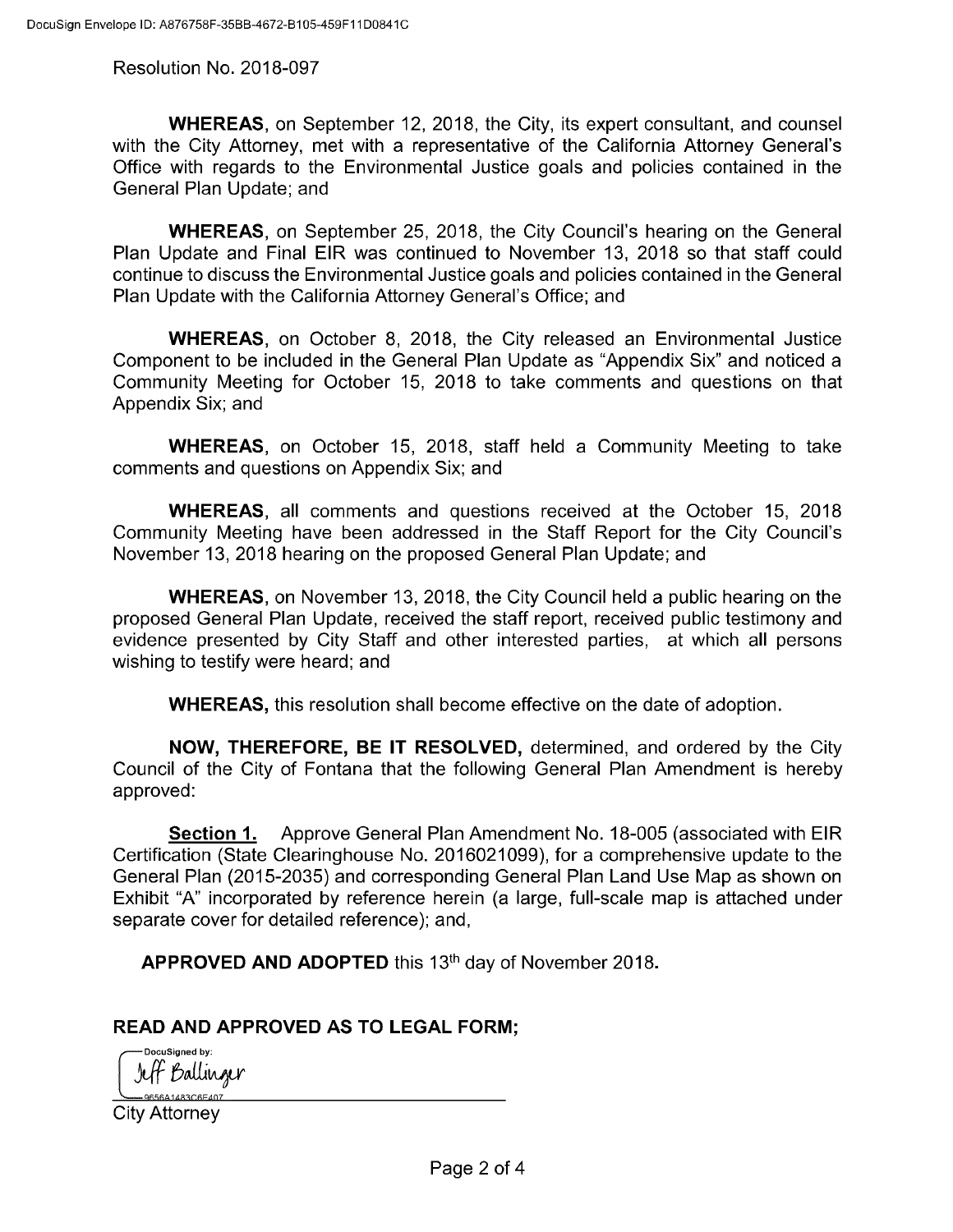Resolution No. 2018-097

**WHEREAS**, on September 12, 2018, the City, its expert consultant, and counsel with the City Attorney, met with a representative of the California Attorney General's Office with regards to the Environmental Justice goals and policies contained in the General Plan Update; and

**WHEREAS**, on September 25, 2018, the City Council's hearing on the General Plan Update and Final EIR was continued to November 13, 2018 so that staff could continue to discuss the Environmental Justice goals and policies contained in the General Plan Update with the California Attorney General's Office; and

**WHEREAS**, on October 8, 2018, the City released an Environmental Justice Component to be included in the General Plan Update as "Appendix Six" and noticed a Community Meeting for October 15, 2018 to take comments and questions on that Appendix Six; and

**WHEREAS**, on October 15, 2018, staff held a Community Meeting to take comments and questions on Appendix Six; and

**WHEREAS**, all comments and questions received at the October 15, 2018 Community Meeting have been addressed in the Staff Report for the City Council's November 13, 2018 hearing on the proposed General Plan Update; and

**WHEREAS**, on November 13, 2018, the City Council held a public hearing on the proposed General Plan Update, received the staff report, received public testimony and evidence presented by City Staff and other interested parties, at which all persons wishing to testify were heard; and

**WHEREAS,** this resolution shall become effective on the date of adoption.

**NOW, THEREFORE, BE IT RESOLVED,** determined, and ordered by the City Council of the City of Fontana that the following General Plan Amendment is hereby approved:

**Section 1.** Approve General Plan Amendment No. 18-005 (associated with EIR Certification (State Clearinghouse No. 2016021099), for a comprehensive update to the General Plan (2015-2035) and corresponding General Plan Land Use Map as shown on Exhibit "A" incorporated by reference herein (a large, full-scale map is attached under separate cover for detailed reference); and,

**APPROVED AND ADOPTED** this 13th day of November 2018.

**READ AND APPROVED AS TO LEGAL FORM;**

DocuSigned by:
Jeff Ballinger
9656A1483C6E407

City Attorney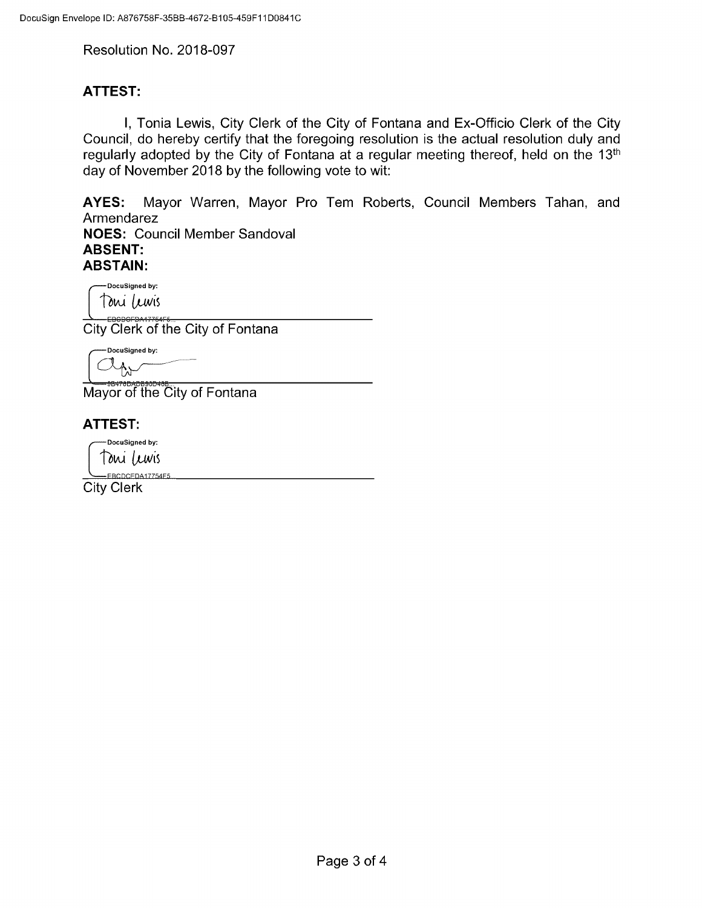DocuSign Envelope ID: A876758F-35BB-4672-B105-459F11D0841C

Resolution No. 2018-097

**ATTEST:**

I, Tonia Lewis, City Clerk of the City of Fontana and Ex-Officio Clerk of the City Council, do hereby certify that the foregoing resolution is the actual resolution duly and regularly adopted by the City of Fontana at a regular meeting thereof, held on the 13th day of November 2018 by the following vote to wit:

**AYES:** Mayor Warren, Mayor Pro Tem Roberts, Council Members Tahan, and Armendarez
**NOES:** Council Member Sandoval
**ABSENT:**
**ABSTAIN:**

DocuSigned by:
Toni Lewis
EBCDCFDA17754F5...

City Clerk of the City of Fontana

DocuSigned by:

9B478DADB90D46B...

Mayor of the City of Fontana

**ATTEST:**

DocuSigned by:
Toni Lewis
EBCDCFDA17754F5...

City Clerk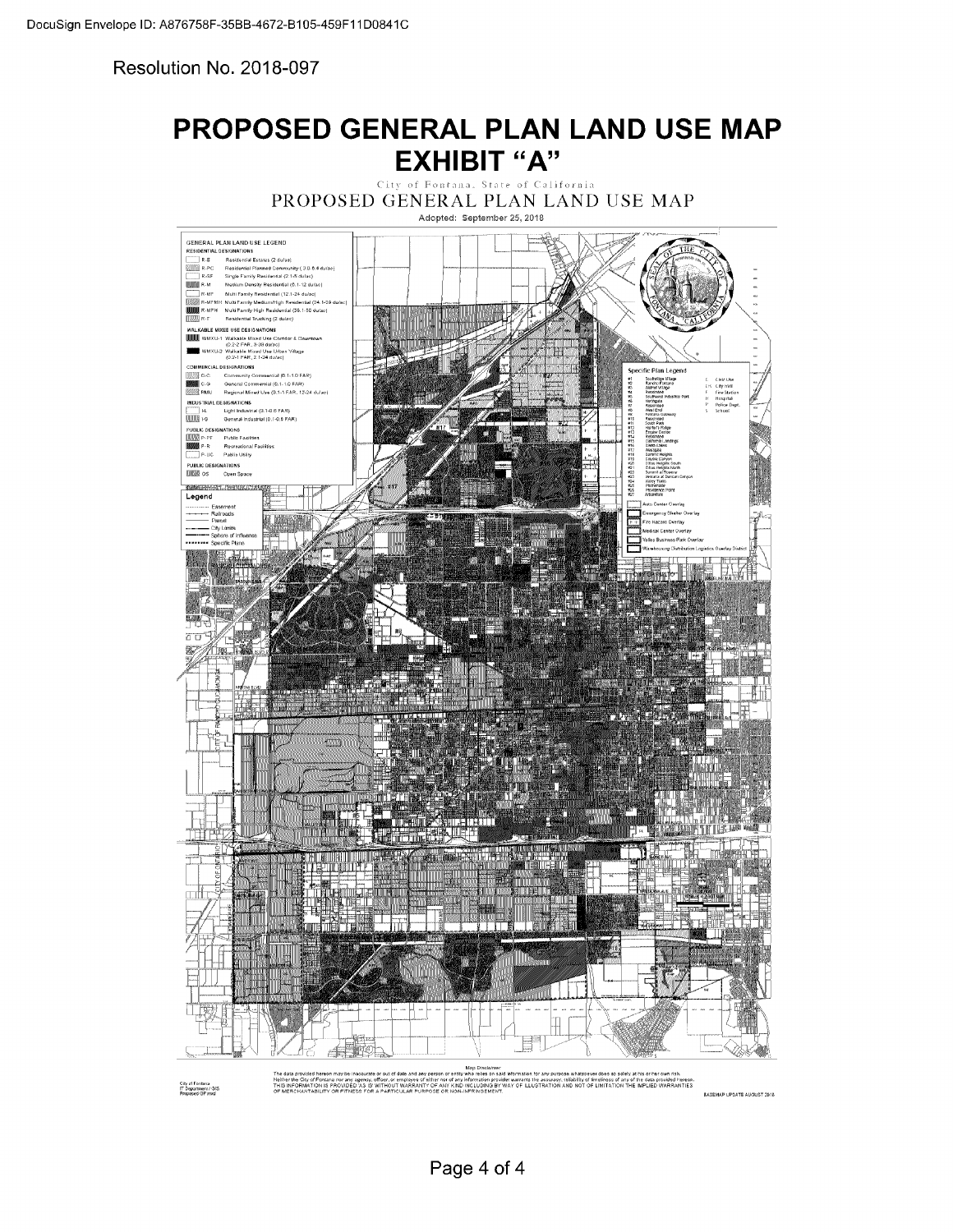Resolution No. 2018-097

# PROPOSED GENERAL PLAN LAND USE MAP EXHIBIT "A"

City of Fontana, State of California

PROPOSED GENERAL PLAN LAND USE MAP

Adopted: September 25, 2018

GENERAL PLAN LAND USE LEGEND

RESIDENTIAL DESIGNATIONS

- R-E Residential Estates (2 du/ac)
- R-PC Residential Planned Community (3.0-6.4 du/ac)
- R-SF Single Family Residential (2.1-5 du/ac)
- R-M Medium Density Residential (5.1-12 du/ac)
- R-MF Multi Family Residential (12.1-24 du/ac)
- R-MFMH Multi Family Medium/High Residential (24.1-39 du/ac)
- R-MFH Multi Family High Residential (39.1-50 du/ac)
- R-T Residential Trucking (2 du/ac)

WALKABLE MIXED USE DESIGNATIONS

- WMXU-1 Walkable Mixed Use Corridor & Downtown (0.2-2 FAR, 9-39 du/ac)
- WMXU-2 Walkable Mixed Use Urban Village (0.2-1 FAR, 2.1-24 du/ac)

COMMERCIAL DESIGNATIONS

- C-C Community Commercial (0.1-1.0 FAR)
- C-G General Commercial (0.1-1.0 FAR)
- RMU Regional Mixed Use (0.1-1 FAR, 12-24 du/ac)

INDUSTRIAL DESIGNATIONS

- I-L Light Industrial (0.1-0.6 FAR)
- I-G General Industrial (0.1-0.6 FAR)

PUBLIC DESIGNATIONS

- P-PF Public Facilities
- P-R Recreational Facilities
- P-UC Public Utility

PUBLIC DESIGNATIONS

- OS Open Space

Legend

- Easement
- Railroads
- Parcel
- City Limits
- Sphere of Influence
- Specific Plans

Specific Plan Legend

- Auto Center Overlay
- Emergency Shelter Overlay
- Fire Hazard Overlay
- Medical Center Overlay
- Valley Business Park Overlay
- Warehousing Distribution Logistics Overlay District

- C Civic Use
- CH City Hall
- F Fire Station
- H Hospital
- P Police Dept.
- S School

Map Disclaimer

The data provided hereon may be inaccurate or out of date and any person or entity who relies on said information for any purpose whatsoever does so solely at his or her own risk. Neither the City of Fontana nor any agency, officer, or employee of either nor of any information provider warrants the accuracy, reliability or timeliness of any of the data provided hereon. THIS INFORMATION IS PROVIDED 'AS IS' WITHOUT WARRANTY OF ANY KIND INCLUDING BY WAY OF ILLUSTRATION AND NOT OF LIMITATION THE IMPLIED WARRANTIES OF MERCHANTABILITY OR FITNESS FOR A PARTICULAR PURPOSE OR NON-INFRINGEMENT.

City of Fontana
IT Department / GIS
Proposed GP.mxd

BASEMAP UPDATE AUGUST 2018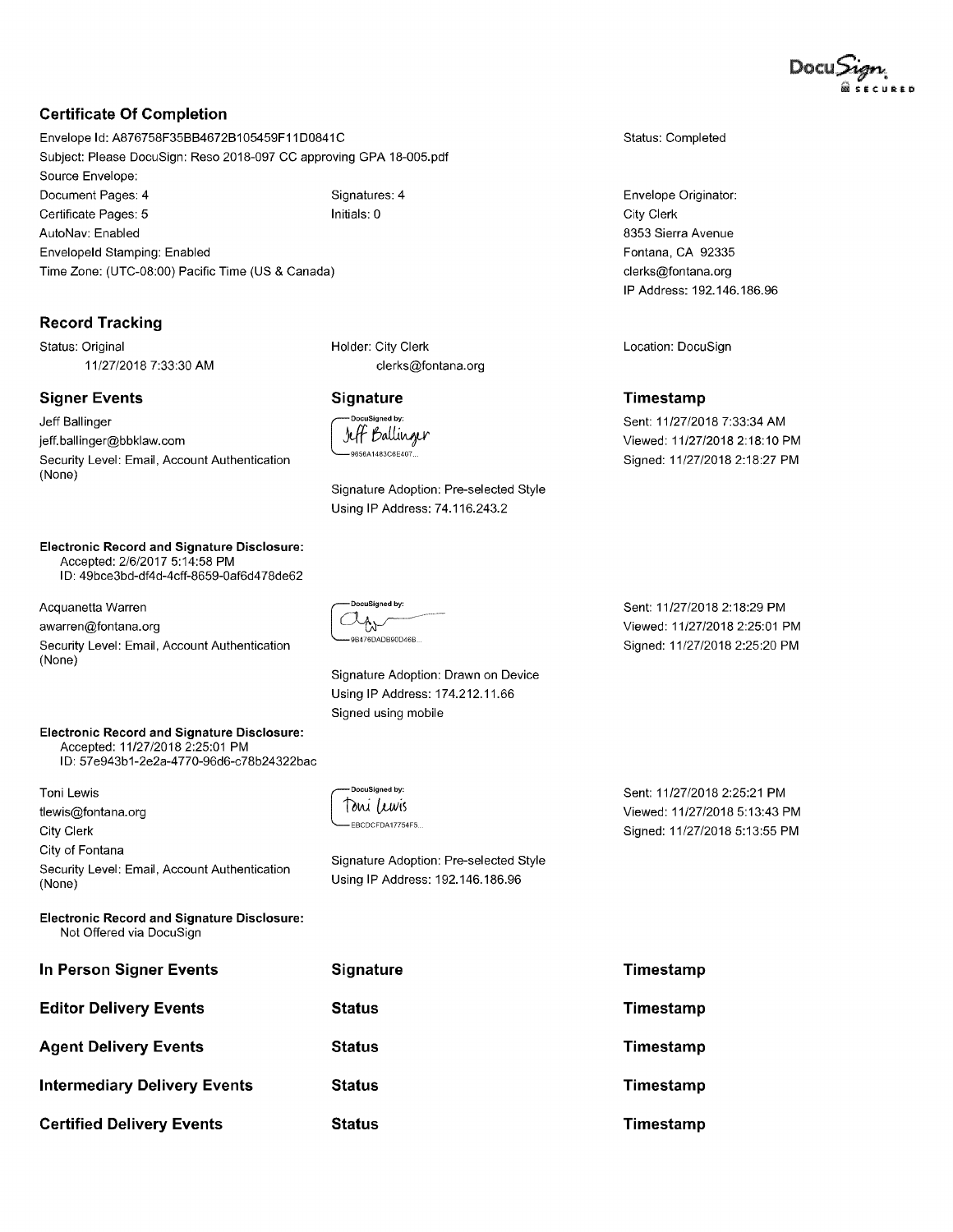DocuSign SECURED

## Certificate Of Completion

Envelope Id: A876758F35BB4672B105459F11D0841C | Status: Completed
Subject: Please DocuSign: Reso 2018-097 CC approving GPA 18-005.pdf
Source Envelope:
Document Pages: 4 | Signatures: 4
Certificate Pages: 5 | Initials: 0
AutoNav: Enabled
EnvelopeId Stamping: Enabled
Time Zone: (UTC-08:00) Pacific Time (US & Canada)

Envelope Originator:
City Clerk
8353 Sierra Avenue
Fontana, CA 92335
clerks@fontana.org
IP Address: 192.146.186.96

## Record Tracking

| Status: Original<br>11/27/2018 7:33:30 AM | Holder: City Clerk<br>clerks@fontana.org | Location: DocuSign |
|---|---|---|

| Signer Events | Signature | Timestamp |
|---|---|---|
| Jeff Ballinger<br>jeff.ballinger@bbklaw.com<br>Security Level: Email, Account Authentication (None)<br><br>**Electronic Record and Signature Disclosure:**<br>Accepted: 2/6/2017 5:14:58 PM<br>ID: 49bce3bd-df4d-4cff-8659-0af6d478de62 | DocuSigned by:<br>Jeff Ballinger<br>9656A1483C8E407...<br><br>Signature Adoption: Pre-selected Style<br>Using IP Address: 74.116.243.2 | Sent: 11/27/2018 7:33:34 AM<br>Viewed: 11/27/2018 2:18:10 PM<br>Signed: 11/27/2018 2:18:27 PM |
| Acquanetta Warren<br>awarren@fontana.org<br>Security Level: Email, Account Authentication (None)<br><br>**Electronic Record and Signature Disclosure:**<br>Accepted: 11/27/2018 2:25:01 PM<br>ID: 57e943b1-2e2a-4770-96d6-c78b24322bac | DocuSigned by:<br>9B476DADB90D46B...<br><br>Signature Adoption: Drawn on Device<br>Using IP Address: 174.212.11.66<br>Signed using mobile | Sent: 11/27/2018 2:18:29 PM<br>Viewed: 11/27/2018 2:25:01 PM<br>Signed: 11/27/2018 2:25:20 PM |
| Toni Lewis<br>tlewis@fontana.org<br>City Clerk<br>City of Fontana<br>Security Level: Email, Account Authentication (None)<br><br>**Electronic Record and Signature Disclosure:**<br>Not Offered via DocuSign | DocuSigned by:<br>Toni Lewis<br>EBCDCFDA17754F5...<br><br>Signature Adoption: Pre-selected Style<br>Using IP Address: 192.146.186.96 | Sent: 11/27/2018 2:25:21 PM<br>Viewed: 11/27/2018 5:13:43 PM<br>Signed: 11/27/2018 5:13:55 PM |

| In Person Signer Events | Signature | Timestamp |
|---|---|---|

| Editor Delivery Events | Status | Timestamp |
|---|---|---|

| Agent Delivery Events | Status | Timestamp |
|---|---|---|

| Intermediary Delivery Events | Status | Timestamp |
|---|---|---|

| Certified Delivery Events | Status | Timestamp |
|---|---|---|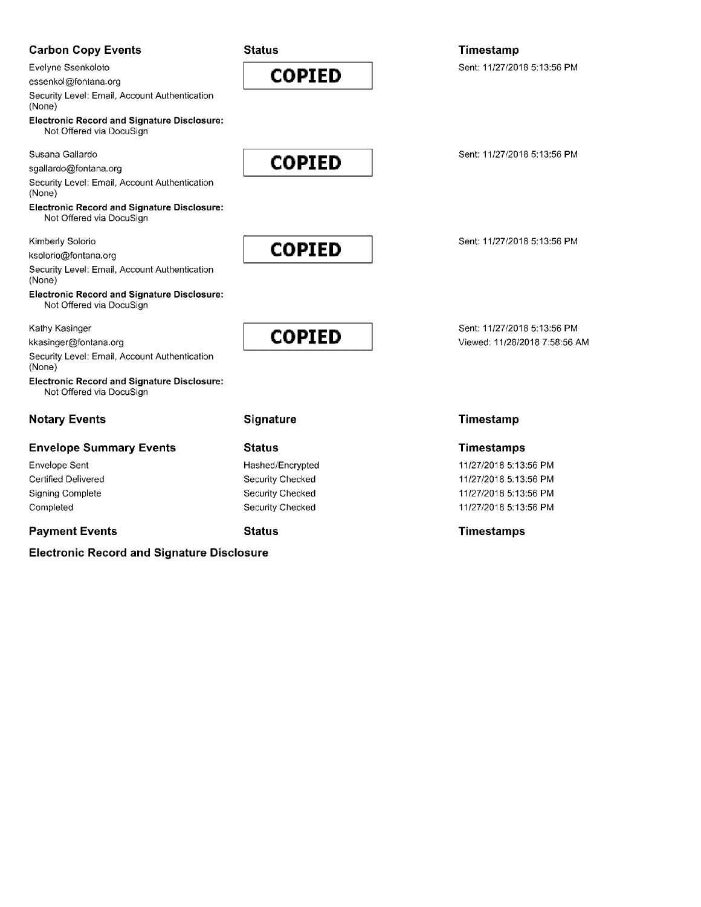| Carbon Copy Events | Status | Timestamp |
| --- | --- | --- |
| Evelyne Ssenkoloto<br>essenkol@fontana.org<br>Security Level: Email, Account Authentication (None)<br>**Electronic Record and Signature Disclosure:**<br>Not Offered via DocuSign | **COPIED** | Sent: 11/27/2018 5:13:56 PM |
| Susana Gallardo<br>sgallardo@fontana.org<br>Security Level: Email, Account Authentication (None)<br>**Electronic Record and Signature Disclosure:**<br>Not Offered via DocuSign | **COPIED** | Sent: 11/27/2018 5:13:56 PM |
| Kimberly Solorio<br>ksolorio@fontana.org<br>Security Level: Email, Account Authentication (None)<br>**Electronic Record and Signature Disclosure:**<br>Not Offered via DocuSign | **COPIED** | Sent: 11/27/2018 5:13:56 PM |
| Kathy Kasinger<br>kkasinger@fontana.org<br>Security Level: Email, Account Authentication (None)<br>**Electronic Record and Signature Disclosure:**<br>Not Offered via DocuSign | **COPIED** | Sent: 11/27/2018 5:13:56 PM<br>Viewed: 11/28/2018 7:58:56 AM |

| Notary Events | Signature | Timestamp |
| --- | --- | --- |

| Envelope Summary Events | Status | Timestamps |
| --- | --- | --- |
| Envelope Sent | Hashed/Encrypted | 11/27/2018 5:13:56 PM |
| Certified Delivered | Security Checked | 11/27/2018 5:13:56 PM |
| Signing Complete | Security Checked | 11/27/2018 5:13:56 PM |
| Completed | Security Checked | 11/27/2018 5:13:56 PM |

| Payment Events | Status | Timestamps |
| --- | --- | --- |

**Electronic Record and Signature Disclosure**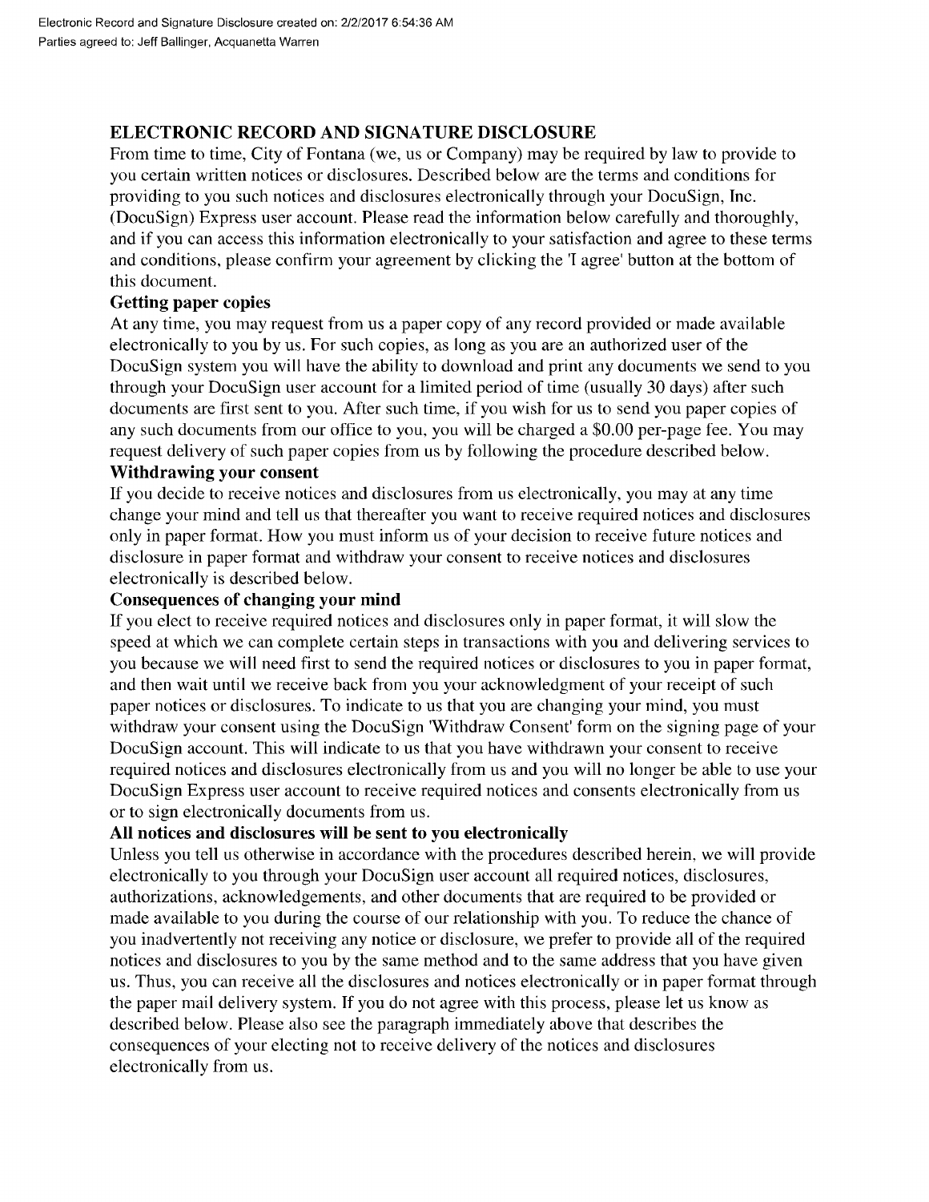Electronic Record and Signature Disclosure created on: 2/2/2017 6:54:36 AM
Parties agreed to: Jeff Ballinger, Acquanetta Warren

## ELECTRONIC RECORD AND SIGNATURE DISCLOSURE

From time to time, City of Fontana (we, us or Company) may be required by law to provide to you certain written notices or disclosures. Described below are the terms and conditions for providing to you such notices and disclosures electronically through your DocuSign, Inc. (DocuSign) Express user account. Please read the information below carefully and thoroughly, and if you can access this information electronically to your satisfaction and agree to these terms and conditions, please confirm your agreement by clicking the 'I agree' button at the bottom of this document.

### Getting paper copies

At any time, you may request from us a paper copy of any record provided or made available electronically to you by us. For such copies, as long as you are an authorized user of the DocuSign system you will have the ability to download and print any documents we send to you through your DocuSign user account for a limited period of time (usually 30 days) after such documents are first sent to you. After such time, if you wish for us to send you paper copies of any such documents from our office to you, you will be charged a $0.00 per-page fee. You may request delivery of such paper copies from us by following the procedure described below.

### Withdrawing your consent

If you decide to receive notices and disclosures from us electronically, you may at any time change your mind and tell us that thereafter you want to receive required notices and disclosures only in paper format. How you must inform us of your decision to receive future notices and disclosure in paper format and withdraw your consent to receive notices and disclosures electronically is described below.

### Consequences of changing your mind

If you elect to receive required notices and disclosures only in paper format, it will slow the speed at which we can complete certain steps in transactions with you and delivering services to you because we will need first to send the required notices or disclosures to you in paper format, and then wait until we receive back from you your acknowledgment of your receipt of such paper notices or disclosures. To indicate to us that you are changing your mind, you must withdraw your consent using the DocuSign 'Withdraw Consent' form on the signing page of your DocuSign account. This will indicate to us that you have withdrawn your consent to receive required notices and disclosures electronically from us and you will no longer be able to use your DocuSign Express user account to receive required notices and consents electronically from us or to sign electronically documents from us.

### All notices and disclosures will be sent to you electronically

Unless you tell us otherwise in accordance with the procedures described herein, we will provide electronically to you through your DocuSign user account all required notices, disclosures, authorizations, acknowledgements, and other documents that are required to be provided or made available to you during the course of our relationship with you. To reduce the chance of you inadvertently not receiving any notice or disclosure, we prefer to provide all of the required notices and disclosures to you by the same method and to the same address that you have given us. Thus, you can receive all the disclosures and notices electronically or in paper format through the paper mail delivery system. If you do not agree with this process, please let us know as described below. Please also see the paragraph immediately above that describes the consequences of your electing not to receive delivery of the notices and disclosures electronically from us.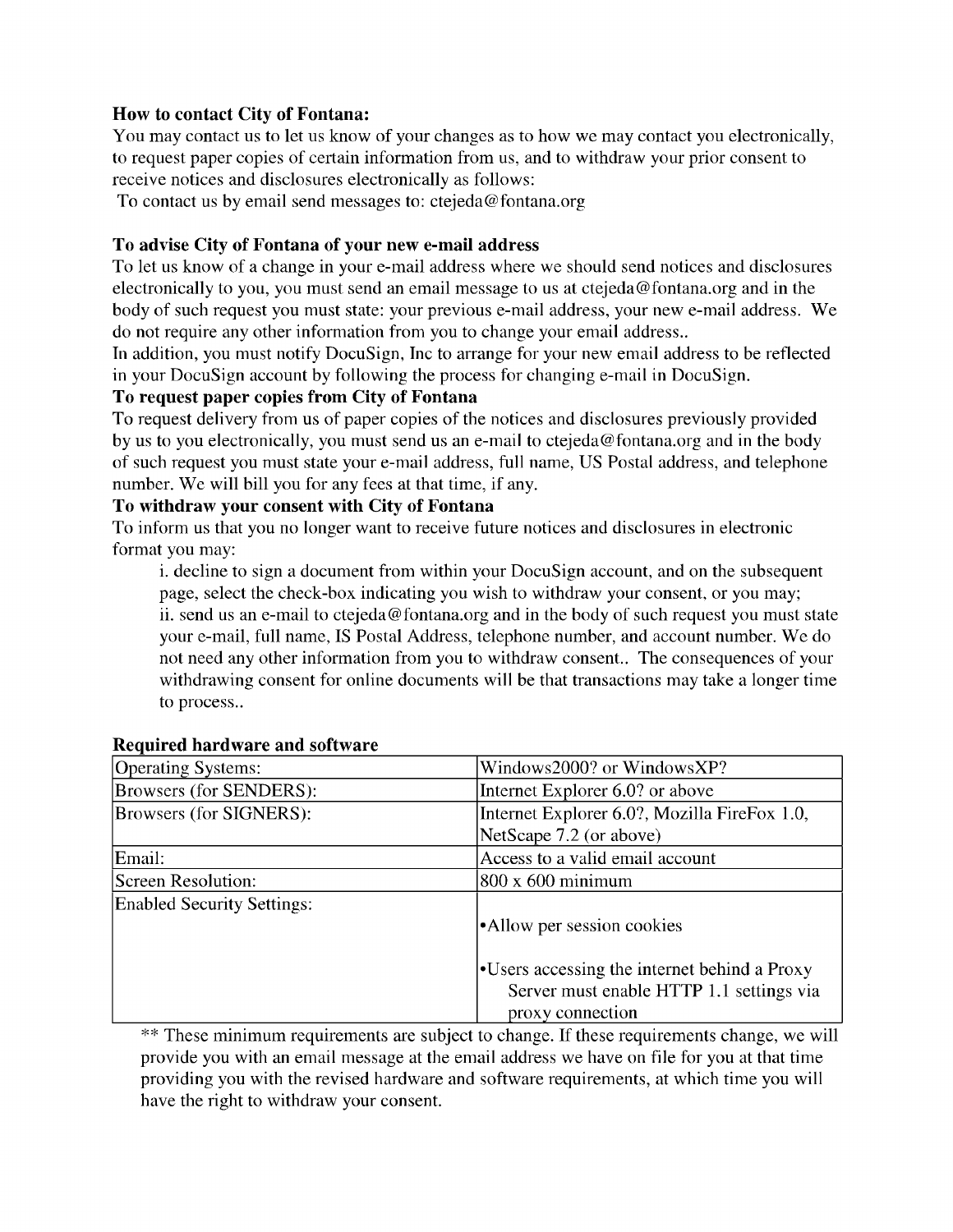**How to contact City of Fontana:**

You may contact us to let us know of your changes as to how we may contact you electronically, to request paper copies of certain information from us, and to withdraw your prior consent to receive notices and disclosures electronically as follows:

To contact us by email send messages to: ctejeda@fontana.org

**To advise City of Fontana of your new e-mail address**

To let us know of a change in your e-mail address where we should send notices and disclosures electronically to you, you must send an email message to us at ctejeda@fontana.org and in the body of such request you must state: your previous e-mail address, your new e-mail address. We do not require any other information from you to change your email address..

In addition, you must notify DocuSign, Inc to arrange for your new email address to be reflected in your DocuSign account by following the process for changing e-mail in DocuSign.

**To request paper copies from City of Fontana**

To request delivery from us of paper copies of the notices and disclosures previously provided by us to you electronically, you must send us an e-mail to ctejeda@fontana.org and in the body of such request you must state your e-mail address, full name, US Postal address, and telephone number. We will bill you for any fees at that time, if any.

**To withdraw your consent with City of Fontana**

To inform us that you no longer want to receive future notices and disclosures in electronic format you may:

i. decline to sign a document from within your DocuSign account, and on the subsequent page, select the check-box indicating you wish to withdraw your consent, or you may;

ii. send us an e-mail to ctejeda@fontana.org and in the body of such request you must state your e-mail, full name, IS Postal Address, telephone number, and account number. We do not need any other information from you to withdraw consent.. The consequences of your withdrawing consent for online documents will be that transactions may take a longer time to process..

**Required hardware and software**

| Operating Systems: | Windows2000? or WindowsXP? |
|---|---|
| Browsers (for SENDERS): | Internet Explorer 6.0? or above |
| Browsers (for SIGNERS): | Internet Explorer 6.0?, Mozilla FireFox 1.0, NetScape 7.2 (or above) |
| Email: | Access to a valid email account |
| Screen Resolution: | 800 x 600 minimum |
| Enabled Security Settings: | •Allow per session cookies<br>•Users accessing the internet behind a Proxy Server must enable HTTP 1.1 settings via proxy connection |

** These minimum requirements are subject to change. If these requirements change, we will provide you with an email message at the email address we have on file for you at that time providing you with the revised hardware and software requirements, at which time you will have the right to withdraw your consent.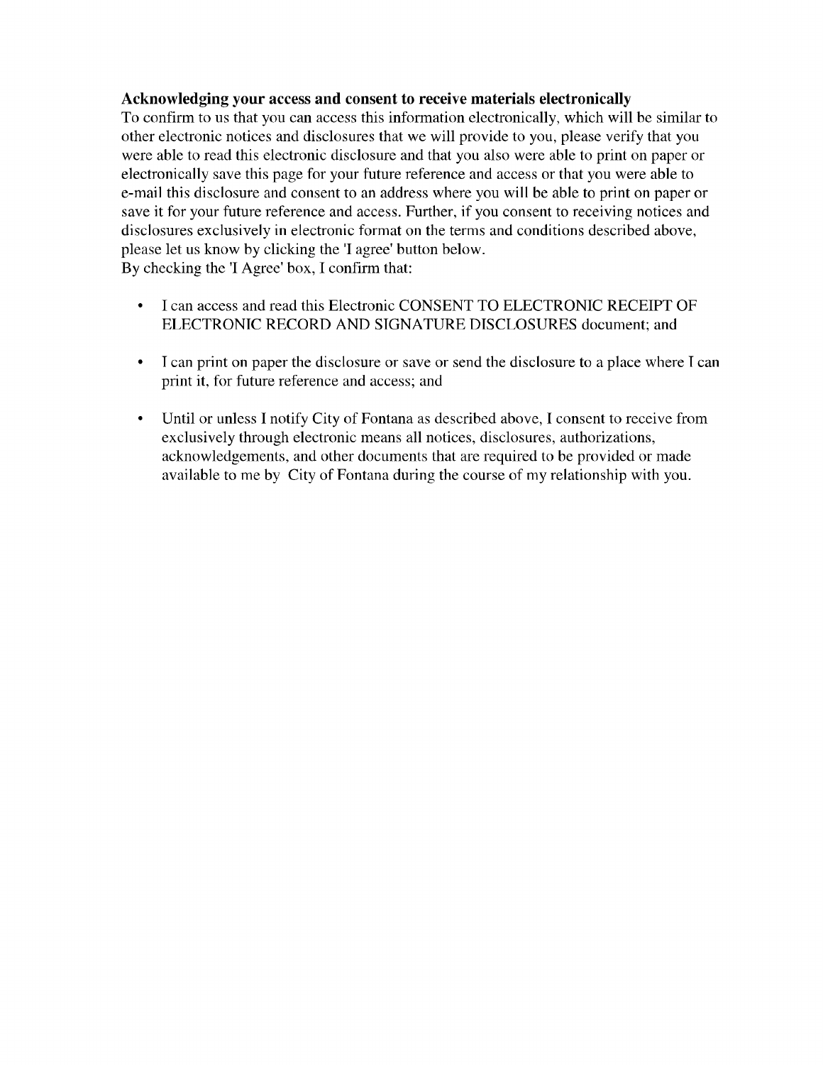**Acknowledging your access and consent to receive materials electronically**

To confirm to us that you can access this information electronically, which will be similar to other electronic notices and disclosures that we will provide to you, please verify that you were able to read this electronic disclosure and that you also were able to print on paper or electronically save this page for your future reference and access or that you were able to e-mail this disclosure and consent to an address where you will be able to print on paper or save it for your future reference and access. Further, if you consent to receiving notices and disclosures exclusively in electronic format on the terms and conditions described above, please let us know by clicking the 'I agree' button below.

By checking the 'I Agree' box, I confirm that:

- I can access and read this Electronic CONSENT TO ELECTRONIC RECEIPT OF ELECTRONIC RECORD AND SIGNATURE DISCLOSURES document; and
- I can print on paper the disclosure or save or send the disclosure to a place where I can print it, for future reference and access; and
- Until or unless I notify City of Fontana as described above, I consent to receive from exclusively through electronic means all notices, disclosures, authorizations, acknowledgements, and other documents that are required to be provided or made available to me by City of Fontana during the course of my relationship with you.